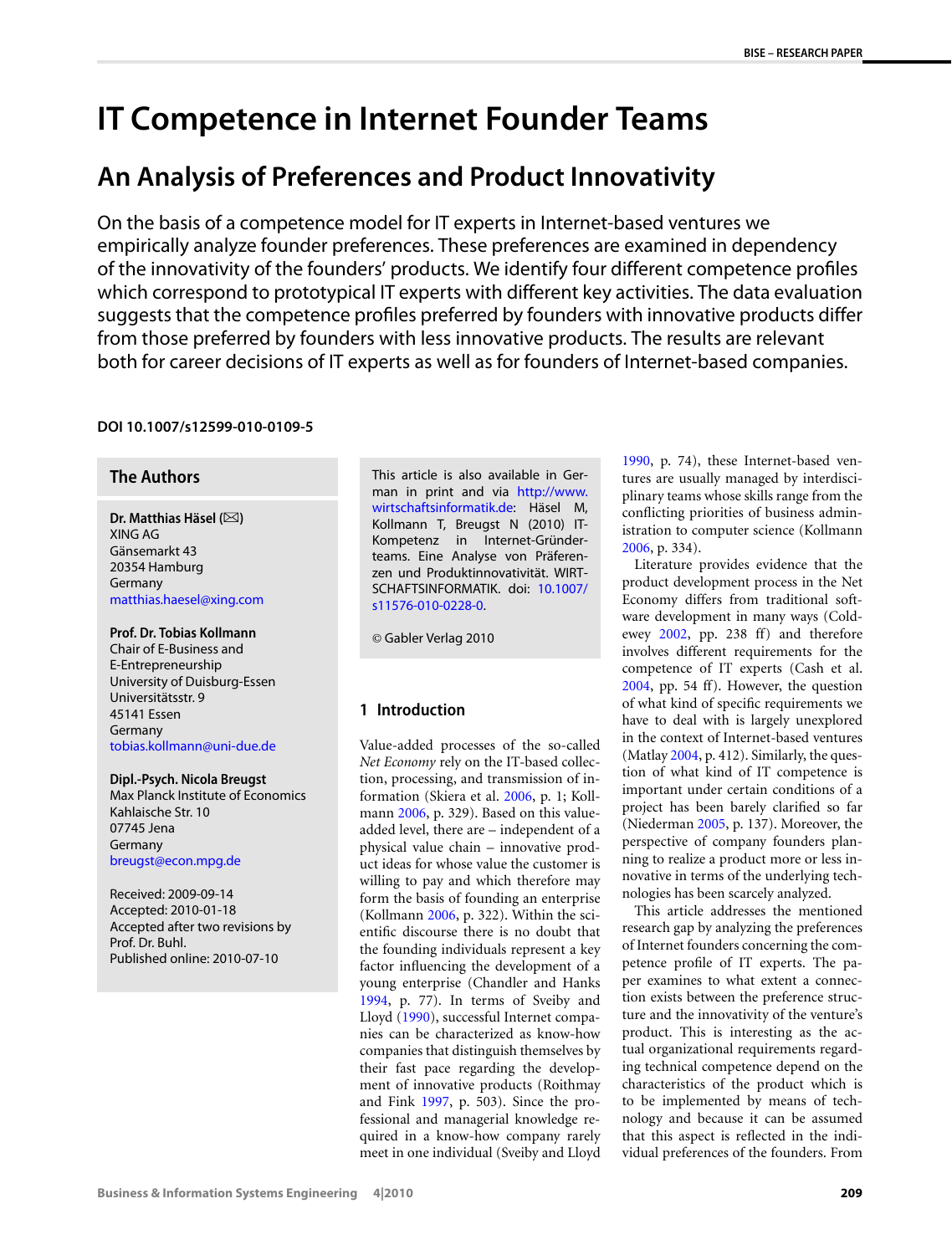# IT Competence in Internet Founder Teams

## An Analysis of Preferences and Product Innovativity

On the basis of a competence model for IT experts in Internet-based ventures we empirically analyze founder preferences. These preferences are examined in dependency of the innovativity of the founders' products. We identify four different competence profiles which correspond to prototypical IT experts with different key activities. The data evaluation suggests that the competence profiles preferred by founders with innovative products differ from those preferred by founders with less innovative products. The results are relevant both for career decisions of IT experts as well as for founders of Internet-based companies.

**DOI 10.1007/s12599-010-0109-5**

### The Authors

**Dr. Matthias Häsel** (✉)
XING AG
Gänsemarkt 43
20354 Hamburg
Germany
matthias.haesel@xing.com

**Prof. Dr. Tobias Kollmann**
Chair of E-Business and
E-Entrepreneurship
University of Duisburg-Essen
Universitätsstr. 9
45141 Essen
Germany
tobias.kollmann@uni-due.de

**Dipl.-Psych. Nicola Breugst**
Max Planck Institute of Economics
Kahlaische Str. 10
07745 Jena
Germany
breugst@econ.mpg.de

Received: 2009-09-14
Accepted: 2010-01-18
Accepted after two revisions by Prof. Dr. Buhl.
Published online: 2010-07-10

This article is also available in German in print and via http://www.wirtschaftsinformatik.de: Häsel M, Kollmann T, Breugst N (2010) IT-Kompetenz in Internet-Gründerteams. Eine Analyse von Präferenzen und Produktinnovativität. WIRTSCHAFTSINFORMATIK. doi: 10.1007/s11576-010-0228-0.

© Gabler Verlag 2010

## 1 Introduction

Value-added processes of the so-called *Net Economy* rely on the IT-based collection, processing, and transmission of information (Skiera et al. 2006, p. 1; Kollmann 2006, p. 329). Based on this value-added level, there are – independent of a physical value chain – innovative product ideas for whose value the customer is willing to pay and which therefore may form the basis of founding an enterprise (Kollmann 2006, p. 322). Within the scientific discourse there is no doubt that the founding individuals represent a key factor influencing the development of a young enterprise (Chandler and Hanks 1994, p. 77). In terms of Sveiby and Lloyd (1990), successful Internet companies can be characterized as know-how companies that distinguish themselves by their fast pace regarding the development of innovative products (Roithmay and Fink 1997, p. 503). Since the professional and managerial knowledge required in a know-how company rarely meet in one individual (Sveiby and Lloyd 1990, p. 74), these Internet-based ventures are usually managed by interdisciplinary teams whose skills range from the conflicting priorities of business administration to computer science (Kollmann 2006, p. 334).

Literature provides evidence that the product development process in the Net Economy differs from traditional software development in many ways (Coldewey 2002, pp. 238 ff) and therefore involves different requirements for the competence of IT experts (Cash et al. 2004, pp. 54 ff). However, the question of what kind of specific requirements we have to deal with is largely unexplored in the context of Internet-based ventures (Matlay 2004, p. 412). Similarly, the question of what kind of IT competence is important under certain conditions of a project has been barely clarified so far (Niederman 2005, p. 137). Moreover, the perspective of company founders planning to realize a product more or less innovative in terms of the underlying technologies has been scarcely analyzed.

This article addresses the mentioned research gap by analyzing the preferences of Internet founders concerning the competence profile of IT experts. The paper examines to what extent a connection exists between the preference structure and the innovativity of the venture's product. This is interesting as the actual organizational requirements regarding technical competence depend on the characteristics of the product which is to be implemented by means of technology and because it can be assumed that this aspect is reflected in the individual preferences of the founders. From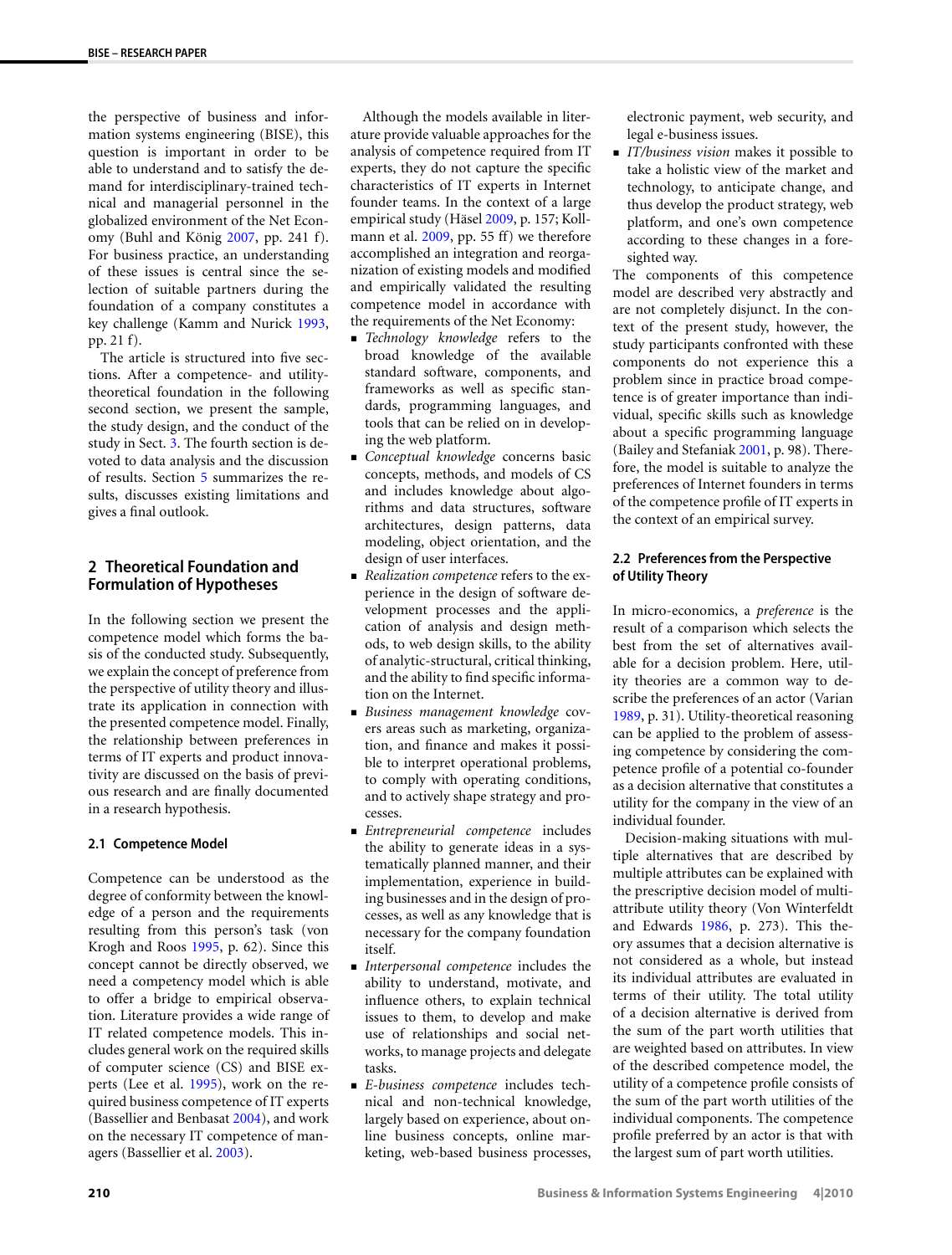the perspective of business and information systems engineering (BISE), this question is important in order to be able to understand and to satisfy the demand for interdisciplinary-trained technical and managerial personnel in the globalized environment of the Net Economy (Buhl and König 2007, pp. 241 f). For business practice, an understanding of these issues is central since the selection of suitable partners during the foundation of a company constitutes a key challenge (Kamm and Nurick 1993, pp. 21 f).

The article is structured into five sections. After a competence- and utility-theoretical foundation in the following second section, we present the sample, the study design, and the conduct of the study in Sect. 3. The fourth section is devoted to data analysis and the discussion of results. Section 5 summarizes the results, discusses existing limitations and gives a final outlook.

## 2 Theoretical Foundation and Formulation of Hypotheses

In the following section we present the competence model which forms the basis of the conducted study. Subsequently, we explain the concept of preference from the perspective of utility theory and illustrate its application in connection with the presented competence model. Finally, the relationship between preferences in terms of IT experts and product innovativity are discussed on the basis of previous research and are finally documented in a research hypothesis.

### 2.1 Competence Model

Competence can be understood as the degree of conformity between the knowledge of a person and the requirements resulting from this person's task (von Krogh and Roos 1995, p. 62). Since this concept cannot be directly observed, we need a competency model which is able to offer a bridge to empirical observation. Literature provides a wide range of IT related competence models. This includes general work on the required skills of computer science (CS) and BISE experts (Lee et al. 1995), work on the required business competence of IT experts (Bassellier and Benbasat 2004), and work on the necessary IT competence of managers (Bassellier et al. 2003).

Although the models available in literature provide valuable approaches for the analysis of competence required from IT experts, they do not capture the specific characteristics of IT experts in Internet founder teams. In the context of a large empirical study (Häsel 2009, p. 157; Kollmann et al. 2009, pp. 55 ff) we therefore accomplished an integration and reorganization of existing models and modified and empirically validated the resulting competence model in accordance with the requirements of the Net Economy:

- *Technology knowledge* refers to the broad knowledge of the available standard software, components, and frameworks as well as specific standards, programming languages, and tools that can be relied on in developing the web platform.
- *Conceptual knowledge* concerns basic concepts, methods, and models of CS and includes knowledge about algorithms and data structures, software architectures, design patterns, data modeling, object orientation, and the design of user interfaces.
- *Realization competence* refers to the experience in the design of software development processes and the application of analysis and design methods, to web design skills, to the ability of analytic-structural, critical thinking, and the ability to find specific information on the Internet.
- *Business management knowledge* covers areas such as marketing, organization, and finance and makes it possible to interpret operational problems, to comply with operating conditions, and to actively shape strategy and processes.
- *Entrepreneurial competence* includes the ability to generate ideas in a systematically planned manner, and their implementation, experience in building businesses and in the design of processes, as well as any knowledge that is necessary for the company foundation itself.
- *Interpersonal competence* includes the ability to understand, motivate, and influence others, to explain technical issues to them, to develop and make use of relationships and social networks, to manage projects and delegate tasks.
- *E-business competence* includes technical and non-technical knowledge, largely based on experience, about online business concepts, online marketing, web-based business processes, electronic payment, web security, and legal e-business issues.
- *IT/business vision* makes it possible to take a holistic view of the market and technology, to anticipate change, and thus develop the product strategy, web platform, and one's own competence according to these changes in a foresighted way.

The components of this competence model are described very abstractly and are not completely disjunct. In the context of the present study, however, the study participants confronted with these components do not experience this a problem since in practice broad competence is of greater importance than individual, specific skills such as knowledge about a specific programming language (Bailey and Stefaniak 2001, p. 98). Therefore, the model is suitable to analyze the preferences of Internet founders in terms of the competence profile of IT experts in the context of an empirical survey.

### 2.2 Preferences from the Perspective of Utility Theory

In micro-economics, a *preference* is the result of a comparison which selects the best from the set of alternatives available for a decision problem. Here, utility theories are a common way to describe the preferences of an actor (Varian 1989, p. 31). Utility-theoretical reasoning can be applied to the problem of assessing competence by considering the competence profile of a potential co-founder as a decision alternative that constitutes a utility for the company in the view of an individual founder.

Decision-making situations with multiple alternatives that are described by multiple attributes can be explained with the prescriptive decision model of multi-attribute utility theory (Von Winterfeldt and Edwards 1986, p. 273). This theory assumes that a decision alternative is not considered as a whole, but instead its individual attributes are evaluated in terms of their utility. The total utility of a decision alternative is derived from the sum of the part worth utilities that are weighted based on attributes. In view of the described competence model, the utility of a competence profile consists of the sum of the part worth utilities of the individual components. The competence profile preferred by an actor is that with the largest sum of part worth utilities.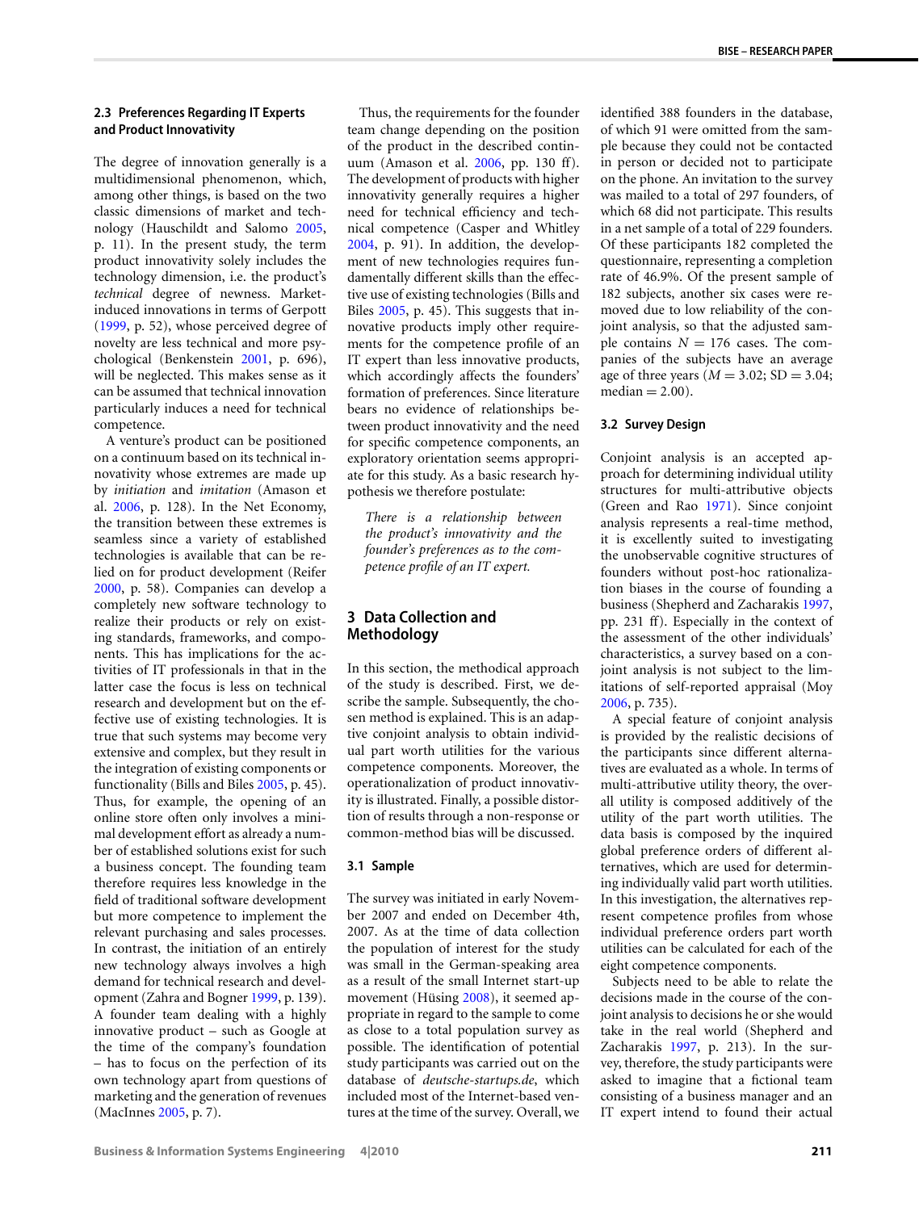### 2.3 Preferences Regarding IT Experts and Product Innovativity

The degree of innovation generally is a multidimensional phenomenon, which, among other things, is based on the two classic dimensions of market and technology (Hauschildt and Salomo 2005, p. 11). In the present study, the term product innovativity solely includes the technology dimension, i.e. the product's *technical* degree of newness. Market-induced innovations in terms of Gerpott (1999, p. 52), whose perceived degree of novelty are less technical and more psychological (Benkenstein 2001, p. 696), will be neglected. This makes sense as it can be assumed that technical innovation particularly induces a need for technical competence.

A venture's product can be positioned on a continuum based on its technical innovativity whose extremes are made up by *initiation* and *imitation* (Amason et al. 2006, p. 128). In the Net Economy, the transition between these extremes is seamless since a variety of established technologies is available that can be relied on for product development (Reifer 2000, p. 58). Companies can develop a completely new software technology to realize their products or rely on existing standards, frameworks, and components. This has implications for the activities of IT professionals in that in the latter case the focus is less on technical research and development but on the effective use of existing technologies. It is true that such systems may become very extensive and complex, but they result in the integration of existing components or functionality (Bills and Biles 2005, p. 45). Thus, for example, the opening of an online store often only involves a minimal development effort as already a number of established solutions exist for such a business concept. The founding team therefore requires less knowledge in the field of traditional software development but more competence to implement the relevant purchasing and sales processes. In contrast, the initiation of an entirely new technology always involves a high demand for technical research and development (Zahra and Bogner 1999, p. 139). A founder team dealing with a highly innovative product – such as Google at the time of the company's foundation – has to focus on the perfection of its own technology apart from questions of marketing and the generation of revenues (MacInnes 2005, p. 7).

Thus, the requirements for the founder team change depending on the position of the product in the described continuum (Amason et al. 2006, pp. 130 ff). The development of products with higher innovativity generally requires a higher need for technical efficiency and technical competence (Casper and Whitley 2004, p. 91). In addition, the development of new technologies requires fundamentally different skills than the effective use of existing technologies (Bills and Biles 2005, p. 45). This suggests that innovative products imply other requirements for the competence profile of an IT expert than less innovative products, which accordingly affects the founders' formation of preferences. Since literature bears no evidence of relationships between product innovativity and the need for specific competence components, an exploratory orientation seems appropriate for this study. As a basic research hypothesis we therefore postulate:

> *There is a relationship between the product's innovativity and the founder's preferences as to the competence profile of an IT expert.*

## 3 Data Collection and Methodology

In this section, the methodical approach of the study is described. First, we describe the sample. Subsequently, the chosen method is explained. This is an adaptive conjoint analysis to obtain individual part worth utilities for the various competence components. Moreover, the operationalization of product innovativity is illustrated. Finally, a possible distortion of results through a non-response or common-method bias will be discussed.

### 3.1 Sample

The survey was initiated in early November 2007 and ended on December 4th, 2007. As at the time of data collection the population of interest for the study was small in the German-speaking area as a result of the small Internet start-up movement (Hüsing 2008), it seemed appropriate in regard to the sample to come as close to a total population survey as possible. The identification of potential study participants was carried out on the database of *deutsche-startups.de*, which included most of the Internet-based ventures at the time of the survey. Overall, we identified 388 founders in the database, of which 91 were omitted from the sample because they could not be contacted in person or decided not to participate on the phone. An invitation to the survey was mailed to a total of 297 founders, of which 68 did not participate. This results in a net sample of a total of 229 founders. Of these participants 182 completed the questionnaire, representing a completion rate of 46.9%. Of the present sample of 182 subjects, another six cases were removed due to low reliability of the conjoint analysis, so that the adjusted sample contains $N = 176$ cases. The companies of the subjects have an average age of three years ($M = 3.02$; $SD = 3.04$; median $= 2.00$).

### 3.2 Survey Design

Conjoint analysis is an accepted approach for determining individual utility structures for multi-attributive objects (Green and Rao 1971). Since conjoint analysis represents a real-time method, it is excellently suited to investigating the unobservable cognitive structures of founders without post-hoc rationalization biases in the course of founding a business (Shepherd and Zacharakis 1997, pp. 231 ff). Especially in the context of the assessment of the other individuals' characteristics, a survey based on a conjoint analysis is not subject to the limitations of self-reported appraisal (Moy 2006, p. 735).

A special feature of conjoint analysis is provided by the realistic decisions of the participants since different alternatives are evaluated as a whole. In terms of multi-attributive utility theory, the overall utility is composed additively of the utility of the part worth utilities. The data basis is composed by the inquired global preference orders of different alternatives, which are used for determining individually valid part worth utilities. In this investigation, the alternatives represent competence profiles from whose individual preference orders part worth utilities can be calculated for each of the eight competence components.

Subjects need to be able to relate the decisions made in the course of the conjoint analysis to decisions he or she would take in the real world (Shepherd and Zacharakis 1997, p. 213). In the survey, therefore, the study participants were asked to imagine that a fictional team consisting of a business manager and an IT expert intend to found their actual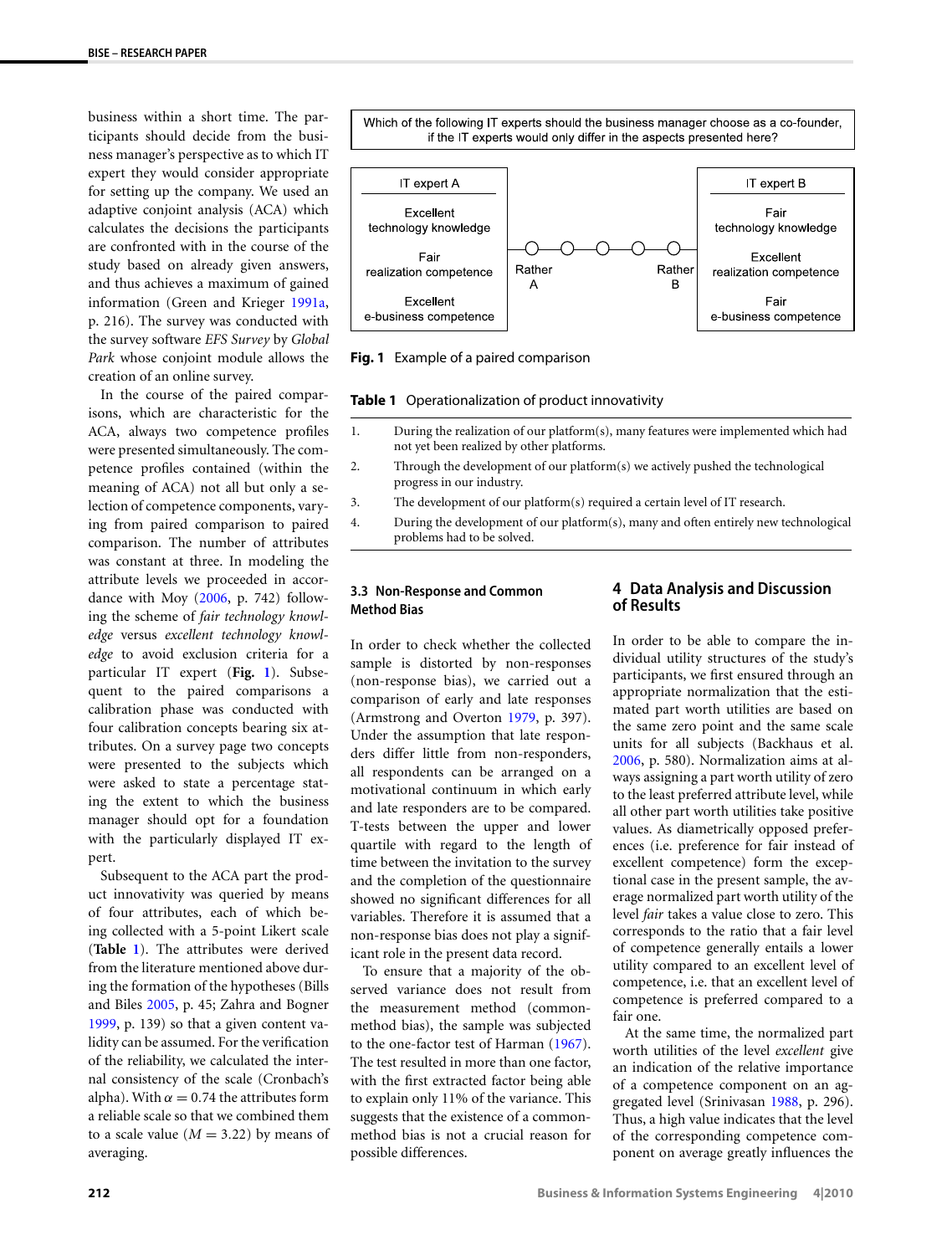business within a short time. The participants should decide from the business manager's perspective as to which IT expert they would consider appropriate for setting up the company. We used an adaptive conjoint analysis (ACA) which calculates the decisions the participants are confronted with in the course of the study based on already given answers, and thus achieves a maximum of gained information (Green and Krieger 1991a, p. 216). The survey was conducted with the survey software *EFS Survey* by *Global Park* whose conjoint module allows the creation of an online survey.

In the course of the paired comparisons, which are characteristic for the ACA, always two competence profiles were presented simultaneously. The competence profiles contained (within the meaning of ACA) not all but only a selection of competence components, varying from paired comparison to paired comparison. The number of attributes was constant at three. In modeling the attribute levels we proceeded in accordance with Moy (2006, p. 742) following the scheme of *fair technology knowledge* versus *excellent technology knowledge* to avoid exclusion criteria for a particular IT expert (**Fig. 1**). Subsequent to the paired comparisons a calibration phase was conducted with four calibration concepts bearing six attributes. On a survey page two concepts were presented to the subjects which were asked to state a percentage stating the extent to which the business manager should opt for a foundation with the particularly displayed IT expert.

Subsequent to the ACA part the product innovativity was queried by means of four attributes, each of which being collected with a 5-point Likert scale (**Table 1**). The attributes were derived from the literature mentioned above during the formation of the hypotheses (Bills and Biles 2005, p. 45; Zahra and Bogner 1999, p. 139) so that a given content validity can be assumed. For the verification of the reliability, we calculated the internal consistency of the scale (Cronbach's alpha). With $\alpha = 0.74$ the attributes form a reliable scale so that we combined them to a scale value ($M = 3.22$) by means of averaging.

Which of the following IT experts should the business manager choose as a co-founder, if the IT experts would only differ in the aspects presented here?

| IT expert A | | IT expert B |
|---|---|---|
| Excellent technology knowledge | | Fair technology knowledge |
| Fair realization competence | Rather A ○—○—○—○—○ Rather B | Excellent realization competence |
| Excellent e-business competence | | Fair e-business competence |

**Fig. 1** Example of a paired comparison

**Table 1** Operationalization of product innovativity

| | |
|---|---|
| 1. | During the realization of our platform(s), many features were implemented which had not yet been realized by other platforms. |
| 2. | Through the development of our platform(s) we actively pushed the technological progress in our industry. |
| 3. | The development of our platform(s) required a certain level of IT research. |
| 4. | During the development of our platform(s), many and often entirely new technological problems had to be solved. |

### 3.3 Non-Response and Common Method Bias

In order to check whether the collected sample is distorted by non-responses (non-response bias), we carried out a comparison of early and late responses (Armstrong and Overton 1979, p. 397). Under the assumption that late responders differ little from non-responders, all respondents can be arranged on a motivational continuum in which early and late responders are to be compared. T-tests between the upper and lower quartile with regard to the length of time between the invitation to the survey and the completion of the questionnaire showed no significant differences for all variables. Therefore it is assumed that a non-response bias does not play a significant role in the present data record.

To ensure that a majority of the observed variance does not result from the measurement method (common-method bias), the sample was subjected to the one-factor test of Harman (1967). The test resulted in more than one factor, with the first extracted factor being able to explain only 11% of the variance. This suggests that the existence of a common-method bias is not a crucial reason for possible differences.

## 4 Data Analysis and Discussion of Results

In order to be able to compare the individual utility structures of the study's participants, we first ensured through an appropriate normalization that the estimated part worth utilities have the same zero point and the same scale units for all subjects (Backhaus et al. 2006, p. 580). Normalization aims at always assigning a part worth utility of zero to the least preferred attribute level, while all other part worth utilities take positive values. As diametrically opposed preferences (i.e. preference for fair instead of excellent competence) form the exceptional case in the present sample, the average normalized part worth utility of the level *fair* takes a value close to zero. This corresponds to the ratio that a fair level of competence generally entails a lower utility compared to an excellent level of competence, i.e. that an excellent level of competence is preferred compared to a fair one.

At the same time, the normalized part worth utilities of the level *excellent* give an indication of the relative importance of a competence component on an aggregated level (Srinivasan 1988, p. 296). Thus, a high value indicates that the level of the corresponding competence component on average greatly influences the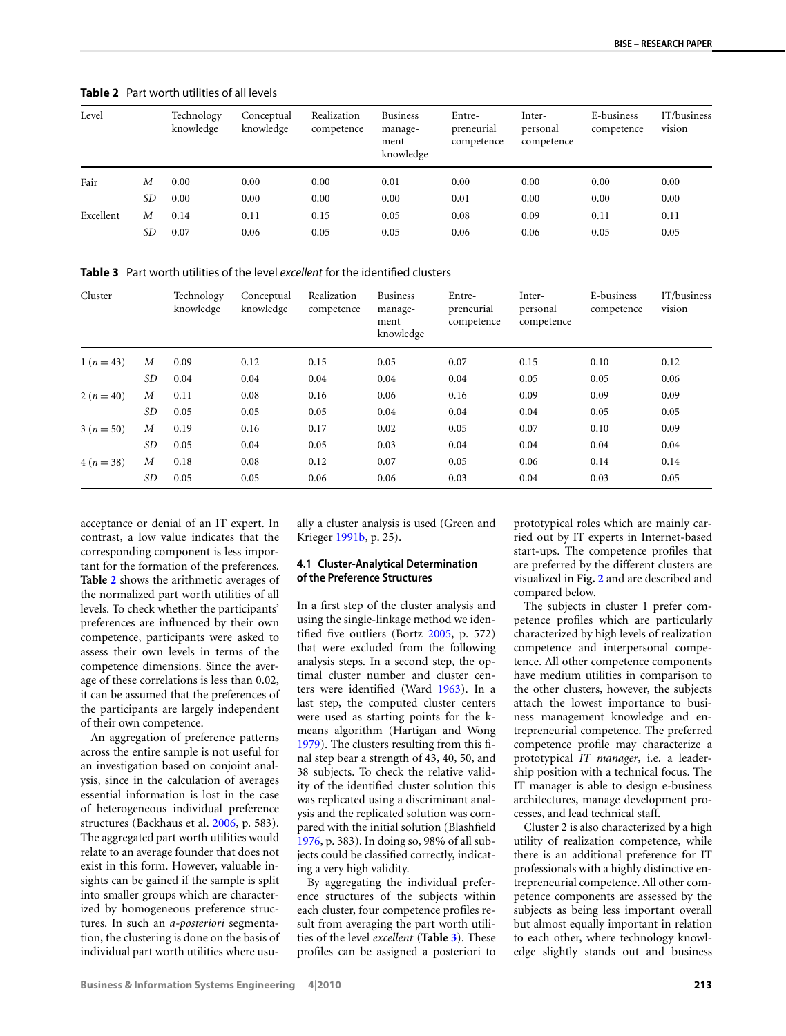**Table 2** Part worth utilities of all levels

| Level | | Technology knowledge | Conceptual knowledge | Realization competence | Business management knowledge | Entrepreneurial competence | Interpersonal competence | E-business competence | IT/business vision |
|---|---|---|---|---|---|---|---|---|---|
| Fair | *M* | 0.00 | 0.00 | 0.00 | 0.01 | 0.00 | 0.00 | 0.00 | 0.00 |
| | *SD* | 0.00 | 0.00 | 0.00 | 0.00 | 0.01 | 0.00 | 0.00 | 0.00 |
| Excellent | *M* | 0.14 | 0.11 | 0.15 | 0.05 | 0.08 | 0.09 | 0.11 | 0.11 |
| | *SD* | 0.07 | 0.06 | 0.05 | 0.05 | 0.06 | 0.06 | 0.05 | 0.05 |

**Table 3** Part worth utilities of the level *excellent* for the identified clusters

| Cluster | | Technology knowledge | Conceptual knowledge | Realization competence | Business management knowledge | Entrepreneurial competence | Interpersonal competence | E-business competence | IT/business vision |
|---|---|---|---|---|---|---|---|---|---|
| 1 ($n = 43$) | *M* | 0.09 | 0.12 | 0.15 | 0.05 | 0.07 | 0.15 | 0.10 | 0.12 |
| | *SD* | 0.04 | 0.04 | 0.04 | 0.04 | 0.04 | 0.05 | 0.05 | 0.06 |
| 2 ($n = 40$) | *M* | 0.11 | 0.08 | 0.16 | 0.06 | 0.16 | 0.09 | 0.09 | 0.09 |
| | *SD* | 0.05 | 0.05 | 0.05 | 0.04 | 0.04 | 0.04 | 0.05 | 0.05 |
| 3 ($n = 50$) | *M* | 0.19 | 0.16 | 0.17 | 0.02 | 0.05 | 0.07 | 0.10 | 0.09 |
| | *SD* | 0.05 | 0.04 | 0.05 | 0.03 | 0.04 | 0.04 | 0.04 | 0.04 |
| 4 ($n = 38$) | *M* | 0.18 | 0.08 | 0.12 | 0.07 | 0.05 | 0.06 | 0.14 | 0.14 |
| | *SD* | 0.05 | 0.05 | 0.06 | 0.06 | 0.03 | 0.04 | 0.03 | 0.05 |

acceptance or denial of an IT expert. In contrast, a low value indicates that the corresponding component is less important for the formation of the preferences. **Table 2** shows the arithmetic averages of the normalized part worth utilities of all levels. To check whether the participants' preferences are influenced by their own competence, participants were asked to assess their own levels in terms of the competence dimensions. Since the average of these correlations is less than 0.02, it can be assumed that the preferences of the participants are largely independent of their own competence.

An aggregation of preference patterns across the entire sample is not useful for an investigation based on conjoint analysis, since in the calculation of averages essential information is lost in the case of heterogeneous individual preference structures (Backhaus et al. 2006, p. 583). The aggregated part worth utilities would relate to an average founder that does not exist in this form. However, valuable insights can be gained if the sample is split into smaller groups which are characterized by homogeneous preference structures. In such an *a-posteriori* segmentation, the clustering is done on the basis of individual part worth utilities where usually a cluster analysis is used (Green and Krieger 1991b, p. 25).

### 4.1 Cluster-Analytical Determination of the Preference Structures

In a first step of the cluster analysis and using the single-linkage method we identified five outliers (Bortz 2005, p. 572) that were excluded from the following analysis steps. In a second step, the optimal cluster number and cluster centers were identified (Ward 1963). In a last step, the computed cluster centers were used as starting points for the k-means algorithm (Hartigan and Wong 1979). The clusters resulting from this final step bear a strength of 43, 40, 50, and 38 subjects. To check the relative validity of the identified cluster solution this was replicated using a discriminant analysis and the replicated solution was compared with the initial solution (Blashfield 1976, p. 383). In doing so, 98% of all subjects could be classified correctly, indicating a very high validity.

By aggregating the individual preference structures of the subjects within each cluster, four competence profiles result from averaging the part worth utilities of the level *excellent* (**Table 3**). These profiles can be assigned a posteriori to prototypical roles which are mainly carried out by IT experts in Internet-based start-ups. The competence profiles that are preferred by the different clusters are visualized in **Fig. 2** and are described and compared below.

The subjects in cluster 1 prefer competence profiles which are particularly characterized by high levels of realization competence and interpersonal competence. All other competence components have medium utilities in comparison to the other clusters, however, the subjects attach the lowest importance to business management knowledge and entrepreneurial competence. The preferred competence profile may characterize a prototypical *IT manager*, i.e. a leadership position with a technical focus. The IT manager is able to design e-business architectures, manage development processes, and lead technical staff.

Cluster 2 is also characterized by a high utility of realization competence, while there is an additional preference for IT professionals with a highly distinctive entrepreneurial competence. All other competence components are assessed by the subjects as being less important overall but almost equally important in relation to each other, where technology knowledge slightly stands out and business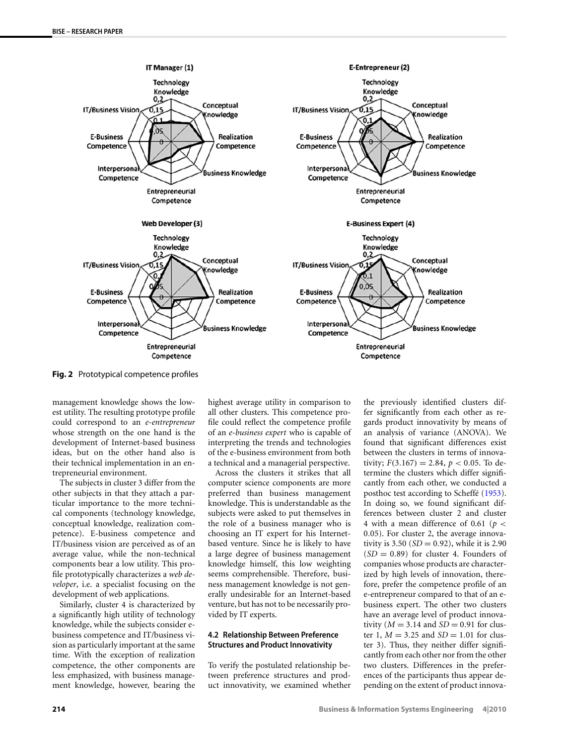Fig. 2 Prototypical competence profiles

management knowledge shows the lowest utility. The resulting prototype profile could correspond to an *e-entrepreneur* whose strength on the one hand is the development of Internet-based business ideas, but on the other hand also is their technical implementation in an entrepreneurial environment.

The subjects in cluster 3 differ from the other subjects in that they attach a particular importance to the more technical components (technology knowledge, conceptual knowledge, realization competence). E-business competence and IT/business vision are perceived as of an average value, while the non-technical components bear a low utility. This profile prototypically characterizes a *web developer*, i.e. a specialist focusing on the development of web applications.

Similarly, cluster 4 is characterized by a significantly high utility of technology knowledge, while the subjects consider e-business competence and IT/business vision as particularly important at the same time. With the exception of realization competence, the other components are less emphasized, with business management knowledge, however, bearing the highest average utility in comparison to all other clusters. This competence profile could reflect the competence profile of an *e-business expert* who is capable of interpreting the trends and technologies of the e-business environment from both a technical and a managerial perspective.

Across the clusters it strikes that all computer science components are more preferred than business management knowledge. This is understandable as the subjects were asked to put themselves in the role of a business manager who is choosing an IT expert for his Internet-based venture. Since he is likely to have a large degree of business management knowledge himself, this low weighting seems comprehensible. Therefore, business management knowledge is not generally undesirable for an Internet-based venture, but has not to be necessarily provided by IT experts.

### 4.2 Relationship Between Preference Structures and Product Innovativity

To verify the postulated relationship between preference structures and product innovativity, we examined whether the previously identified clusters differ significantly from each other as regards product innovativity by means of an analysis of variance (ANOVA). We found that significant differences exist between the clusters in terms of innovativity; $F(3.167) = 2.84$, $p < 0.05$. To determine the clusters which differ significantly from each other, we conducted a posthoc test according to Scheffé (1953). In doing so, we found significant differences between cluster 2 and cluster 4 with a mean difference of 0.61 ($p < 0.05$). For cluster 2, the average innovativity is 3.50 ($SD = 0.92$), while it is 2.90 ($SD = 0.89$) for cluster 4. Founders of companies whose products are characterized by high levels of innovation, therefore, prefer the competence profile of an e-entrepreneur compared to that of an e-business expert. The other two clusters have an average level of product innovativity ($M = 3.14$ and $SD = 0.91$ for cluster 1, $M = 3.25$ and $SD = 1.01$ for cluster 3). Thus, they neither differ significantly from each other nor from the other two clusters. Differences in the preferences of the participants thus appear depending on the extent of product innova-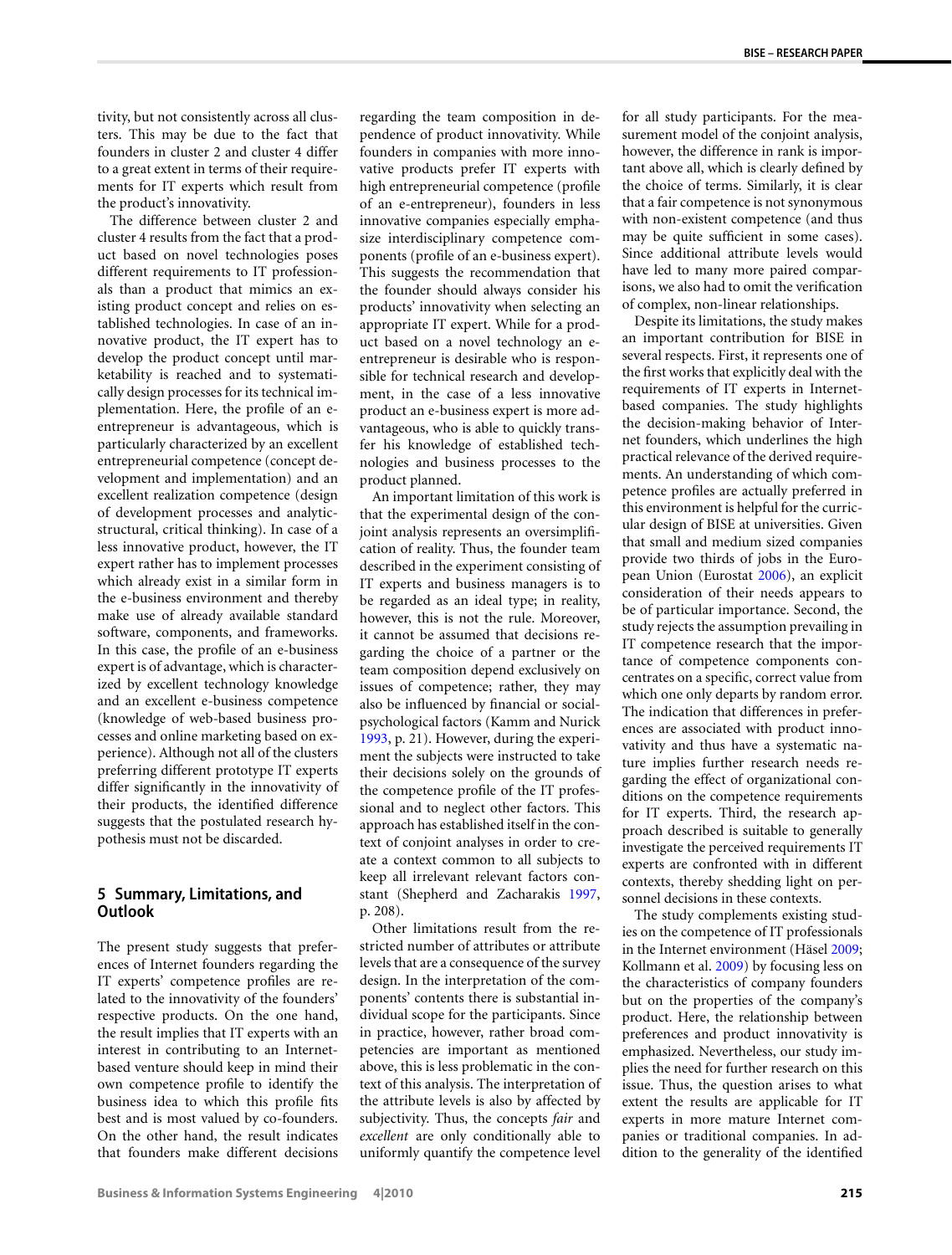tivity, but not consistently across all clusters. This may be due to the fact that founders in cluster 2 and cluster 4 differ to a great extent in terms of their requirements for IT experts which result from the product's innovativity.

The difference between cluster 2 and cluster 4 results from the fact that a product based on novel technologies poses different requirements to IT professionals than a product that mimics an existing product concept and relies on established technologies. In case of an innovative product, the IT expert has to develop the product concept until marketability is reached and to systematically design processes for its technical implementation. Here, the profile of an e-entrepreneur is advantageous, which is particularly characterized by an excellent entrepreneurial competence (concept development and implementation) and an excellent realization competence (design of development processes and analytic-structural, critical thinking). In case of a less innovative product, however, the IT expert rather has to implement processes which already exist in a similar form in the e-business environment and thereby make use of already available standard software, components, and frameworks. In this case, the profile of an e-business expert is of advantage, which is characterized by excellent technology knowledge and an excellent e-business competence (knowledge of web-based business processes and online marketing based on experience). Although not all of the clusters preferring different prototype IT experts differ significantly in the innovativity of their products, the identified difference suggests that the postulated research hypothesis must not be discarded.

## 5 Summary, Limitations, and Outlook

The present study suggests that preferences of Internet founders regarding the IT experts' competence profiles are related to the innovativity of the founders' respective products. On the one hand, the result implies that IT experts with an interest in contributing to an Internet-based venture should keep in mind their own competence profile to identify the business idea to which this profile fits best and is most valued by co-founders. On the other hand, the result indicates that founders make different decisions regarding the team composition in dependence of product innovativity. While founders in companies with more innovative products prefer IT experts with high entrepreneurial competence (profile of an e-entrepreneur), founders in less innovative companies especially emphasize interdisciplinary competence components (profile of an e-business expert). This suggests the recommendation that the founder should always consider his products' innovativity when selecting an appropriate IT expert. While for a product based on a novel technology an e-entrepreneur is desirable who is responsible for technical research and development, in the case of a less innovative product an e-business expert is more advantageous, who is able to quickly transfer his knowledge of established technologies and business processes to the product planned.

An important limitation of this work is that the experimental design of the conjoint analysis represents an oversimplification of reality. Thus, the founder team described in the experiment consisting of IT experts and business managers is to be regarded as an ideal type; in reality, however, this is not the rule. Moreover, it cannot be assumed that decisions regarding the choice of a partner or the team composition depend exclusively on issues of competence; rather, they may also be influenced by financial or social-psychological factors (Kamm and Nurick 1993, p. 21). However, during the experiment the subjects were instructed to take their decisions solely on the grounds of the competence profile of the IT professional and to neglect other factors. This approach has established itself in the context of conjoint analyses in order to create a context common to all subjects to keep all irrelevant relevant factors constant (Shepherd and Zacharakis 1997, p. 208).

Other limitations result from the restricted number of attributes or attribute levels that are a consequence of the survey design. In the interpretation of the components' contents there is substantial individual scope for the participants. Since in practice, however, rather broad competencies are important as mentioned above, this is less problematic in the context of this analysis. The interpretation of the attribute levels is also by affected by subjectivity. Thus, the concepts *fair* and *excellent* are only conditionally able to uniformly quantify the competence level for all study participants. For the measurement model of the conjoint analysis, however, the difference in rank is important above all, which is clearly defined by the choice of terms. Similarly, it is clear that a fair competence is not synonymous with non-existent competence (and thus may be quite sufficient in some cases). Since additional attribute levels would have led to many more paired comparisons, we also had to omit the verification of complex, non-linear relationships.

Despite its limitations, the study makes an important contribution for BISE in several respects. First, it represents one of the first works that explicitly deal with the requirements of IT experts in Internet-based companies. The study highlights the decision-making behavior of Internet founders, which underlines the high practical relevance of the derived requirements. An understanding of which competence profiles are actually preferred in this environment is helpful for the curricular design of BISE at universities. Given that small and medium sized companies provide two thirds of jobs in the European Union (Eurostat 2006), an explicit consideration of their needs appears to be of particular importance. Second, the study rejects the assumption prevailing in IT competence research that the importance of competence components concentrates on a specific, correct value from which one only departs by random error. The indication that differences in preferences are associated with product innovativity and thus have a systematic nature implies further research needs regarding the effect of organizational conditions on the competence requirements for IT experts. Third, the research approach described is suitable to generally investigate the perceived requirements IT experts are confronted with in different contexts, thereby shedding light on personnel decisions in these contexts.

The study complements existing studies on the competence of IT professionals in the Internet environment (Häsel 2009; Kollmann et al. 2009) by focusing less on the characteristics of company founders but on the properties of the company's product. Here, the relationship between preferences and product innovativity is emphasized. Nevertheless, our study implies the need for further research on this issue. Thus, the question arises to what extent the results are applicable for IT experts in more mature Internet companies or traditional companies. In addition to the generality of the identified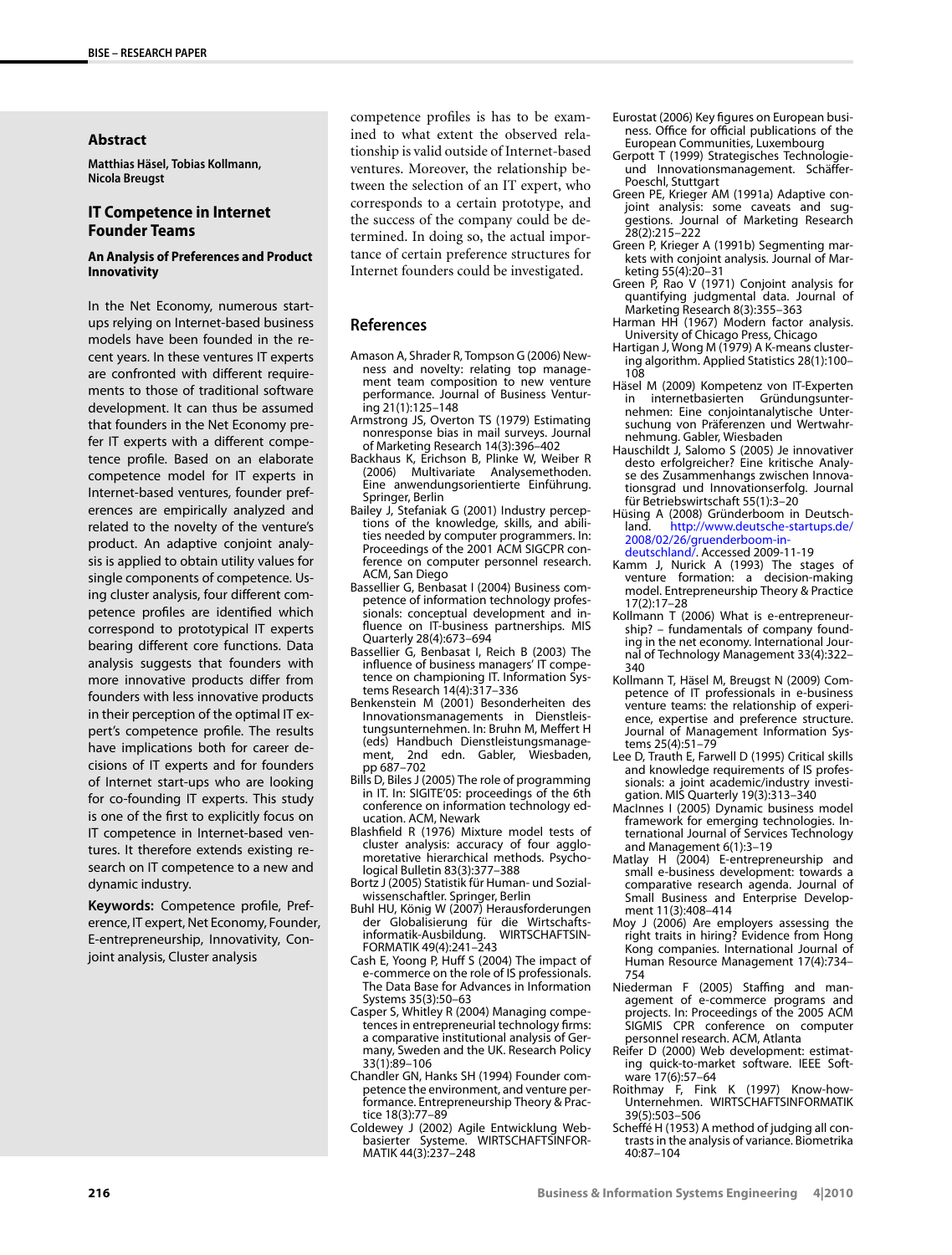competence profiles is has to be examined to what extent the observed relationship is valid outside of Internet-based ventures. Moreover, the relationship between the selection of an IT expert, who corresponds to a certain prototype, and the success of the company could be determined. In doing so, the actual importance of certain preference structures for Internet founders could be investigated.

## References

Amason A, Shrader R, Tompson G (2006) Newness and novelty: relating top management team composition to new venture performance. Journal of Business Venturing 21(1):125–148

Armstrong JS, Overton TS (1979) Estimating nonresponse bias in mail surveys. Journal of Marketing Research 14(3):396–402

Backhaus K, Erichson B, Plinke W, Weiber R (2006) Multivariate Analysemethoden. Eine anwendungsorientierte Einführung. Springer, Berlin

Bailey J, Stefaniak G (2001) Industry perceptions of the knowledge, skills, and abilities needed by computer programmers. In: Proceedings of the 2001 ACM SIGCPR conference on computer personnel research. ACM, San Diego

Bassellier G, Benbasat I (2004) Business competence of information technology professionals: conceptual development and influence on IT-business partnerships. MIS Quarterly 28(4):673–694

Bassellier G, Benbasat I, Reich B (2003) The influence of business managers' IT competence on championing IT. Information Systems Research 14(4):317–336

Benkenstein M (2001) Besonderheiten des Innovationsmanagements in Dienstleistungsunternehmen. In: Bruhn M, Meffert H (eds) Handbuch Dienstleistungsmanagement, 2nd edn. Gabler, Wiesbaden, pp 687–702

Bills D, Biles J (2005) The role of programming in IT. In: SIGITE'05: proceedings of the 6th conference on information technology education. ACM, Newark

Blashfield R (1976) Mixture model tests of cluster analysis: accuracy of four agglomoretative hierarchical methods. Psychological Bulletin 83(3):377–388

Bortz J (2005) Statistik für Human- und Sozialwissenschaftler. Springer, Berlin

Buhl HU, König W (2007) Herausforderungen der Globalisierung für die Wirtschaftsinformatik-Ausbildung. WIRTSCHAFTSINFORMATIK 49(4):241–243

Cash E, Yoong P, Huff S (2004) The impact of e-commerce on the role of IS professionals. The Data Base for Advances in Information Systems 35(3):50–63

Casper S, Whitley R (2004) Managing competences in entrepreneurial technology firms: a comparative institutional analysis of Germany, Sweden and the UK. Research Policy 33(1):89–106

Chandler GN, Hanks SH (1994) Founder competence the environment, and venture performance. Entrepreneurship Theory & Practice 18(3):77–89

Coldewey J (2002) Agile Entwicklung Web-basierter Systeme. WIRTSCHAFTSINFORMATIK 44(3):237–248

Eurostat (2006) Key figures on European business. Office for official publications of the European Communities, Luxembourg

Gerpott T (1999) Strategisches Technologie- und Innovationsmanagement. Schäffer-Poeschl, Stuttgart

Green PE, Krieger AM (1991a) Adaptive conjoint analysis: some caveats and suggestions. Journal of Marketing Research 28(2):215–222

Green P, Krieger A (1991b) Segmenting markets with conjoint analysis. Journal of Marketing 55(4):20–31

Green P, Rao V (1971) Conjoint analysis for quantifying judgmental data. Journal of Marketing Research 8(3):355–363

Harman HH (1967) Modern factor analysis. University of Chicago Press, Chicago

Hartigan J, Wong M (1979) A K-means clustering algorithm. Applied Statistics 28(1):100–108

Häsel M (2009) Kompetenz von IT-Experten in internetbasierten Gründungsunternehmen: Eine conjointanalytische Untersuchung von Präferenzen und Wertwahrnehmung. Gabler, Wiesbaden

Hauschildt J, Salomo S (2005) Je innovativer desto erfolgreicher? Eine kritische Analyse des Zusammenhangs zwischen Innovationsgrad und Innovationserfolg. Journal für Betriebswirtschaft 55(1):3–20

Hüsing A (2008) Gründerboom in Deutschland. http://www.deutsche-startups.de/2008/02/26/gruenderboom-in-deutschland/. Accessed 2009-11-19

Kamm J, Nurick A (1993) The stages of venture formation: a decision-making model. Entrepreneurship Theory & Practice 17(2):17–28

Kollmann T (2006) What is e-entrepreneurship? – fundamentals of company founding in the net economy. International Journal of Technology Management 33(4):322–340

Kollmann T, Häsel M, Breugst N (2009) Competence of IT professionals in e-business venture teams: the relationship of experience, expertise and preference structure. Journal of Management Information Systems 25(4):51–79

Lee D, Trauth E, Farwell D (1995) Critical skills and knowledge requirements of IS professionals: a joint academic/industry investigation. MIS Quarterly 19(3):313–340

MacInnes I (2005) Dynamic business model framework for emerging technologies. International Journal of Services Technology and Management 6(1):3–19

Matlay H (2004) E-entrepreneurship and small e-business development: towards a comparative research agenda. Journal of Small Business and Enterprise Development 11(3):408–414

Moy J (2006) Are employers assessing the right traits in hiring? Evidence from Hong Kong companies. International Journal of Human Resource Management 17(4):734–754

Niederman F (2005) Staffing and management of e-commerce programs and projects. In: Proceedings of the 2005 ACM SIGMIS CPR conference on computer personnel research. ACM, Atlanta

Reifer D (2000) Web development: estimating quick-to-market software. IEEE Software 17(6):57–64

Roithmay F, Fink K (1997) Know-how-Unternehmen. WIRTSCHAFTSINFORMATIK 39(5):503–506

Scheffé H (1953) A method of judging all contrasts in the analysis of variance. Biometrika 40:87–104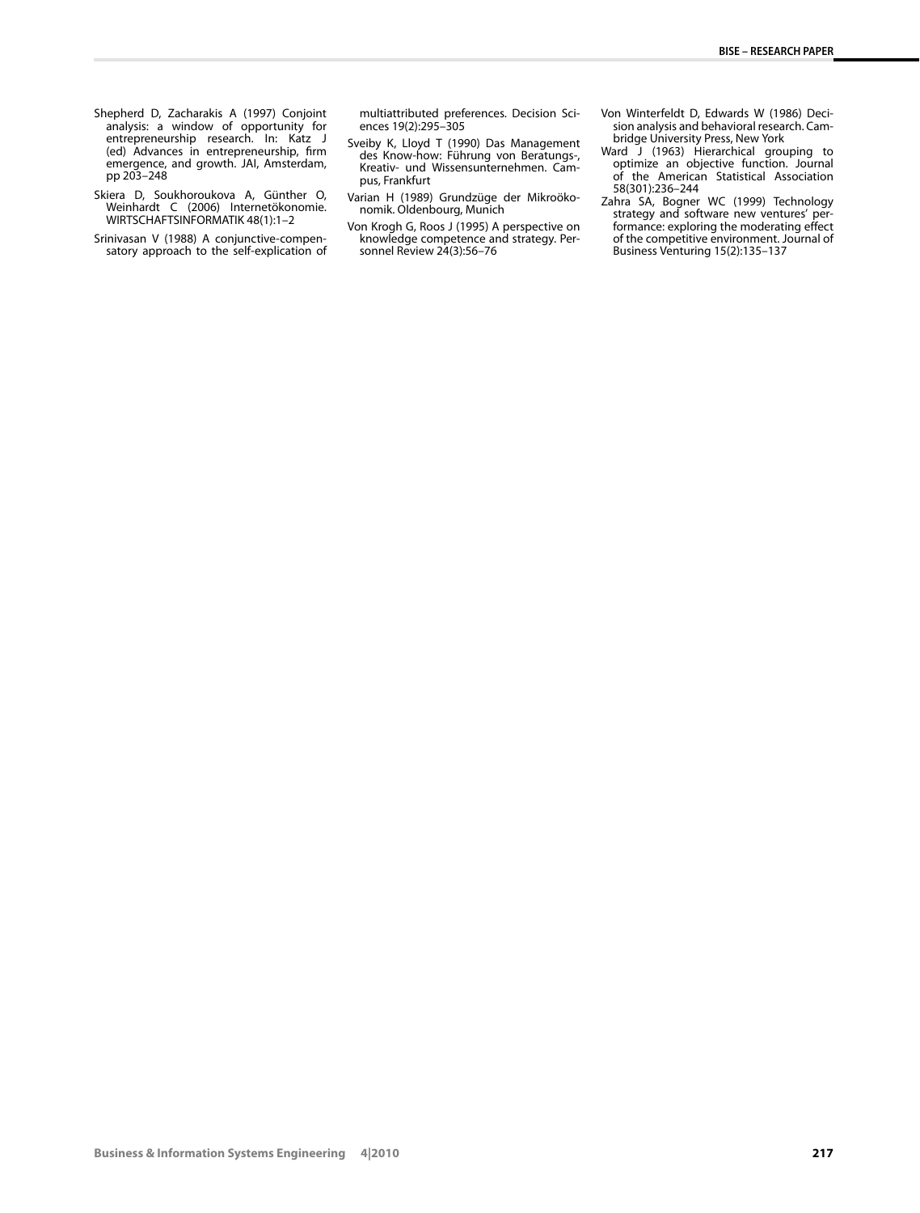Shepherd D, Zacharakis A (1997) Conjoint analysis: a window of opportunity for entrepreneurship research. In: Katz J (ed) Advances in entrepreneurship, firm emergence, and growth. JAI, Amsterdam, pp 203–248

Skiera D, Soukhoroukova A, Günther O, Weinhardt C (2006) Internetökonomie. WIRTSCHAFTSINFORMATIK 48(1):1–2

Srinivasan V (1988) A conjunctive-compensatory approach to the self-explication of multiattributed preferences. Decision Sciences 19(2):295–305

Sveiby K, Lloyd T (1990) Das Management des Know-how: Führung von Beratungs-, Kreativ- und Wissensunternehmen. Campus, Frankfurt

Varian H (1989) Grundzüge der Mikroökonomik. Oldenbourg, Munich

Von Krogh G, Roos J (1995) A perspective on knowledge competence and strategy. Personnel Review 24(3):56–76

Von Winterfeldt D, Edwards W (1986) Decision analysis and behavioral research. Cambridge University Press, New York

Ward J (1963) Hierarchical grouping to optimize an objective function. Journal of the American Statistical Association 58(301):236–244

Zahra SA, Bogner WC (1999) Technology strategy and software new ventures' performance: exploring the moderating effect of the competitive environment. Journal of Business Venturing 15(2):135–137